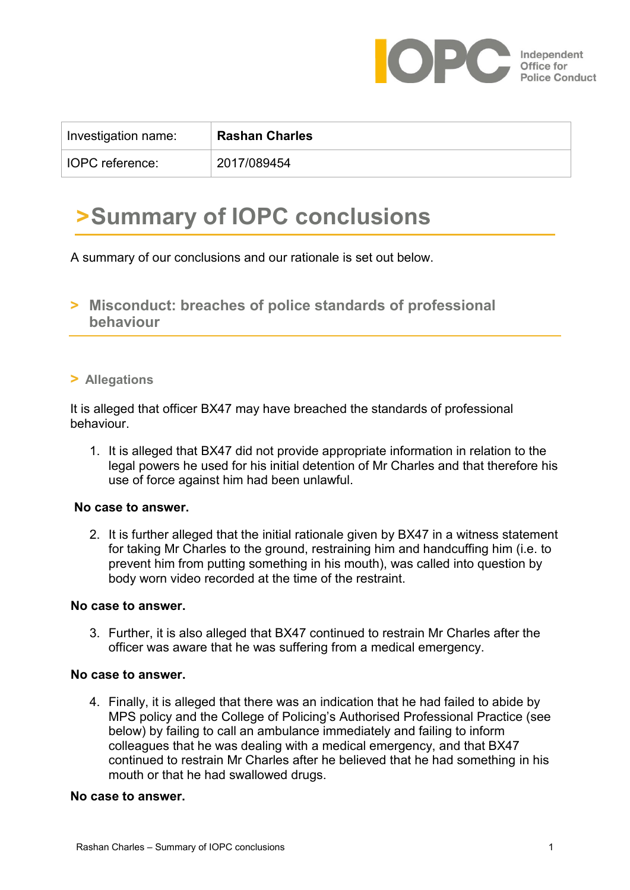| Investigation name: | **Rashan Charles** |
|---|---|
| IOPC reference: | 2017/089454 |

# >Summary of IOPC conclusions

A summary of our conclusions and our rationale is set out below.

## > Misconduct: breaches of police standards of professional behaviour

### > Allegations

It is alleged that officer BX47 may have breached the standards of professional behaviour.

1. It is alleged that BX47 did not provide appropriate information in relation to the legal powers he used for his initial detention of Mr Charles and that therefore his use of force against him had been unlawful.

**No case to answer.**

2. It is further alleged that the initial rationale given by BX47 in a witness statement for taking Mr Charles to the ground, restraining him and handcuffing him (i.e. to prevent him from putting something in his mouth), was called into question by body worn video recorded at the time of the restraint.

**No case to answer.**

3. Further, it is also alleged that BX47 continued to restrain Mr Charles after the officer was aware that he was suffering from a medical emergency.

**No case to answer.**

4. Finally, it is alleged that there was an indication that he had failed to abide by MPS policy and the College of Policing's Authorised Professional Practice (see below) by failing to call an ambulance immediately and failing to inform colleagues that he was dealing with a medical emergency, and that BX47 continued to restrain Mr Charles after he believed that he had something in his mouth or that he had swallowed drugs.

**No case to answer.**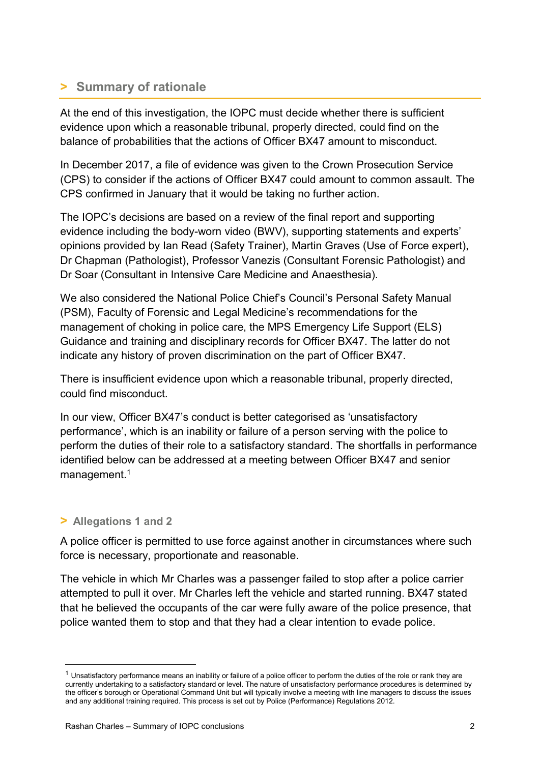## > Summary of rationale

At the end of this investigation, the IOPC must decide whether there is sufficient evidence upon which a reasonable tribunal, properly directed, could find on the balance of probabilities that the actions of Officer BX47 amount to misconduct.

In December 2017, a file of evidence was given to the Crown Prosecution Service (CPS) to consider if the actions of Officer BX47 could amount to common assault. The CPS confirmed in January that it would be taking no further action.

The IOPC's decisions are based on a review of the final report and supporting evidence including the body-worn video (BWV), supporting statements and experts' opinions provided by Ian Read (Safety Trainer), Martin Graves (Use of Force expert), Dr Chapman (Pathologist), Professor Vanezis (Consultant Forensic Pathologist) and Dr Soar (Consultant in Intensive Care Medicine and Anaesthesia).

We also considered the National Police Chief's Council's Personal Safety Manual (PSM), Faculty of Forensic and Legal Medicine's recommendations for the management of choking in police care, the MPS Emergency Life Support (ELS) Guidance and training and disciplinary records for Officer BX47. The latter do not indicate any history of proven discrimination on the part of Officer BX47.

There is insufficient evidence upon which a reasonable tribunal, properly directed, could find misconduct.

In our view, Officer BX47's conduct is better categorised as 'unsatisfactory performance', which is an inability or failure of a person serving with the police to perform the duties of their role to a satisfactory standard. The shortfalls in performance identified below can be addressed at a meeting between Officer BX47 and senior management.[1]

### > Allegations 1 and 2

A police officer is permitted to use force against another in circumstances where such force is necessary, proportionate and reasonable.

The vehicle in which Mr Charles was a passenger failed to stop after a police carrier attempted to pull it over. Mr Charles left the vehicle and started running. BX47 stated that he believed the occupants of the car were fully aware of the police presence, that police wanted them to stop and that they had a clear intention to evade police.

---

[1] Unsatisfactory performance means an inability or failure of a police officer to perform the duties of the role or rank they are currently undertaking to a satisfactory standard or level. The nature of unsatisfactory performance procedures is determined by the officer's borough or Operational Command Unit but will typically involve a meeting with line managers to discuss the issues and any additional training required. This process is set out by Police (Performance) Regulations 2012.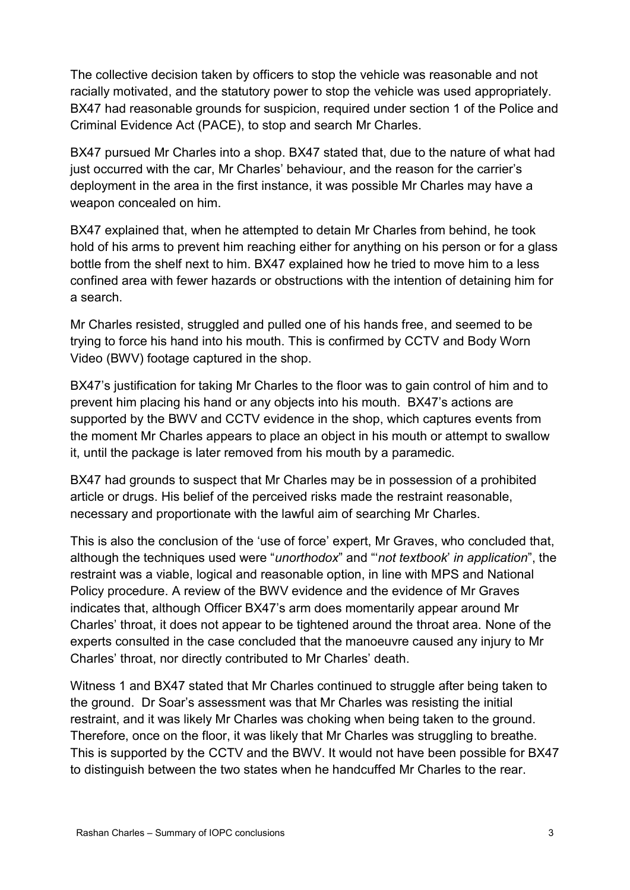The collective decision taken by officers to stop the vehicle was reasonable and not racially motivated, and the statutory power to stop the vehicle was used appropriately. BX47 had reasonable grounds for suspicion, required under section 1 of the Police and Criminal Evidence Act (PACE), to stop and search Mr Charles.

BX47 pursued Mr Charles into a shop. BX47 stated that, due to the nature of what had just occurred with the car, Mr Charles' behaviour, and the reason for the carrier's deployment in the area in the first instance, it was possible Mr Charles may have a weapon concealed on him.

BX47 explained that, when he attempted to detain Mr Charles from behind, he took hold of his arms to prevent him reaching either for anything on his person or for a glass bottle from the shelf next to him. BX47 explained how he tried to move him to a less confined area with fewer hazards or obstructions with the intention of detaining him for a search.

Mr Charles resisted, struggled and pulled one of his hands free, and seemed to be trying to force his hand into his mouth. This is confirmed by CCTV and Body Worn Video (BWV) footage captured in the shop.

BX47's justification for taking Mr Charles to the floor was to gain control of him and to prevent him placing his hand or any objects into his mouth. BX47's actions are supported by the BWV and CCTV evidence in the shop, which captures events from the moment Mr Charles appears to place an object in his mouth or attempt to swallow it, until the package is later removed from his mouth by a paramedic.

BX47 had grounds to suspect that Mr Charles may be in possession of a prohibited article or drugs. His belief of the perceived risks made the restraint reasonable, necessary and proportionate with the lawful aim of searching Mr Charles.

This is also the conclusion of the 'use of force' expert, Mr Graves, who concluded that, although the techniques used were "*unorthodox*" and "'*not textbook*' *in application*", the restraint was a viable, logical and reasonable option, in line with MPS and National Policy procedure. A review of the BWV evidence and the evidence of Mr Graves indicates that, although Officer BX47's arm does momentarily appear around Mr Charles' throat, it does not appear to be tightened around the throat area. None of the experts consulted in the case concluded that the manoeuvre caused any injury to Mr Charles' throat, nor directly contributed to Mr Charles' death.

Witness 1 and BX47 stated that Mr Charles continued to struggle after being taken to the ground. Dr Soar's assessment was that Mr Charles was resisting the initial restraint, and it was likely Mr Charles was choking when being taken to the ground. Therefore, once on the floor, it was likely that Mr Charles was struggling to breathe. This is supported by the CCTV and the BWV. It would not have been possible for BX47 to distinguish between the two states when he handcuffed Mr Charles to the rear.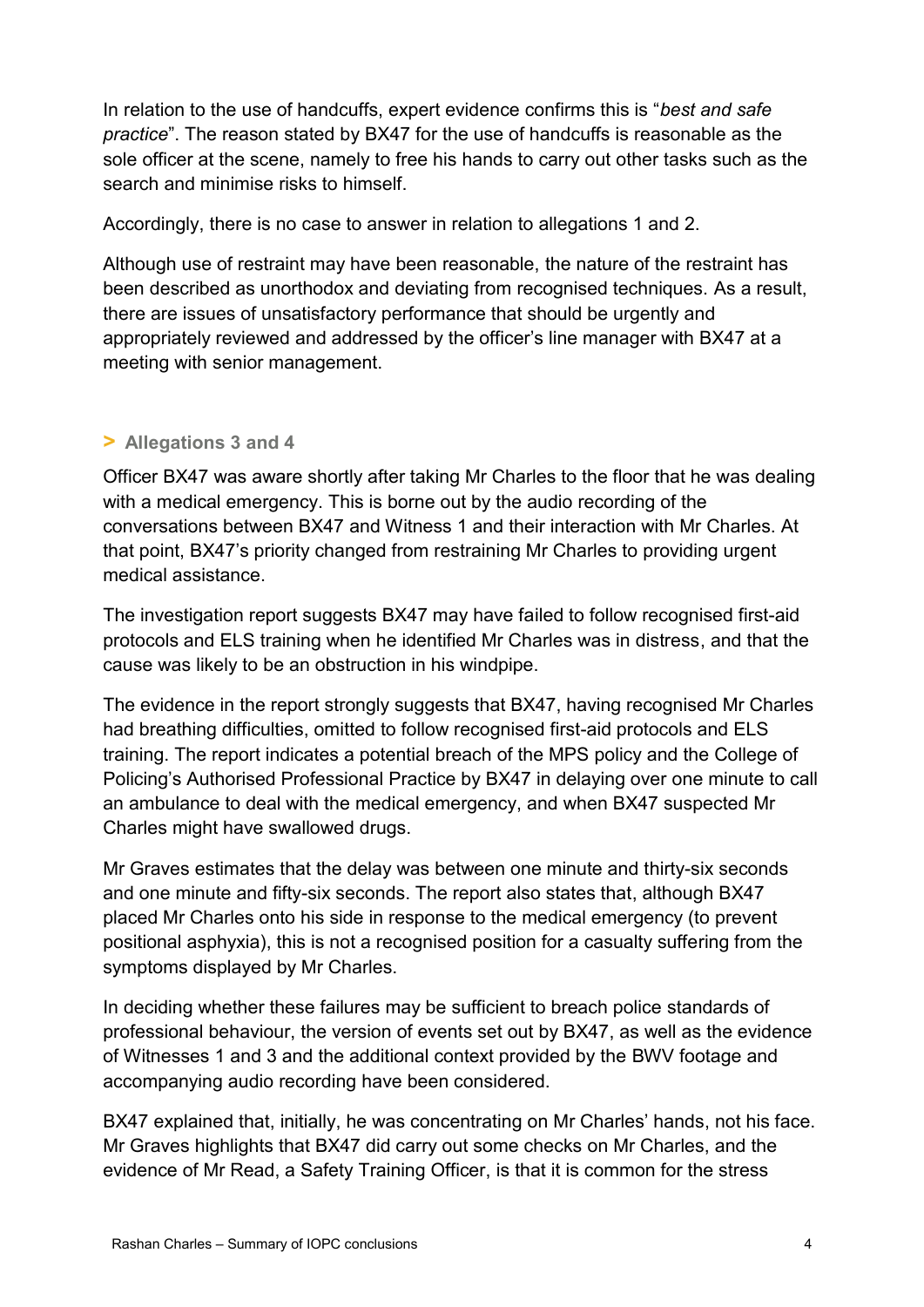In relation to the use of handcuffs, expert evidence confirms this is "*best and safe practice*". The reason stated by BX47 for the use of handcuffs is reasonable as the sole officer at the scene, namely to free his hands to carry out other tasks such as the search and minimise risks to himself.

Accordingly, there is no case to answer in relation to allegations 1 and 2.

Although use of restraint may have been reasonable, the nature of the restraint has been described as unorthodox and deviating from recognised techniques. As a result, there are issues of unsatisfactory performance that should be urgently and appropriately reviewed and addressed by the officer's line manager with BX47 at a meeting with senior management.

## > Allegations 3 and 4

Officer BX47 was aware shortly after taking Mr Charles to the floor that he was dealing with a medical emergency. This is borne out by the audio recording of the conversations between BX47 and Witness 1 and their interaction with Mr Charles. At that point, BX47's priority changed from restraining Mr Charles to providing urgent medical assistance.

The investigation report suggests BX47 may have failed to follow recognised first-aid protocols and ELS training when he identified Mr Charles was in distress, and that the cause was likely to be an obstruction in his windpipe.

The evidence in the report strongly suggests that BX47, having recognised Mr Charles had breathing difficulties, omitted to follow recognised first-aid protocols and ELS training. The report indicates a potential breach of the MPS policy and the College of Policing's Authorised Professional Practice by BX47 in delaying over one minute to call an ambulance to deal with the medical emergency, and when BX47 suspected Mr Charles might have swallowed drugs.

Mr Graves estimates that the delay was between one minute and thirty-six seconds and one minute and fifty-six seconds. The report also states that, although BX47 placed Mr Charles onto his side in response to the medical emergency (to prevent positional asphyxia), this is not a recognised position for a casualty suffering from the symptoms displayed by Mr Charles.

In deciding whether these failures may be sufficient to breach police standards of professional behaviour, the version of events set out by BX47, as well as the evidence of Witnesses 1 and 3 and the additional context provided by the BWV footage and accompanying audio recording have been considered.

BX47 explained that, initially, he was concentrating on Mr Charles' hands, not his face. Mr Graves highlights that BX47 did carry out some checks on Mr Charles, and the evidence of Mr Read, a Safety Training Officer, is that it is common for the stress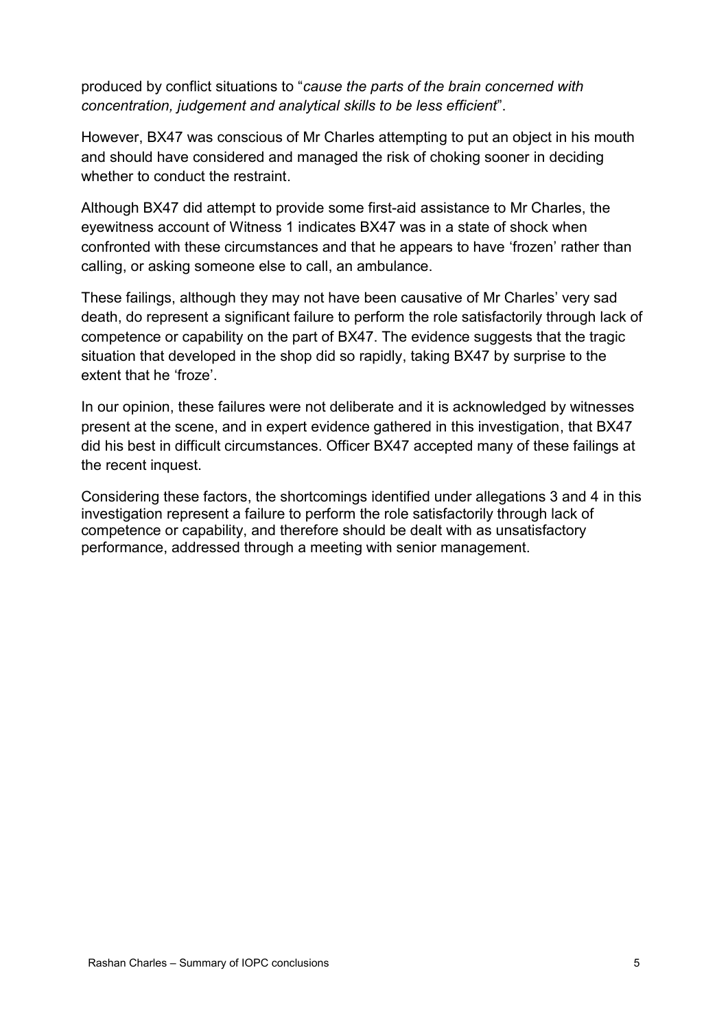produced by conflict situations to "*cause the parts of the brain concerned with concentration, judgement and analytical skills to be less efficient*".

However, BX47 was conscious of Mr Charles attempting to put an object in his mouth and should have considered and managed the risk of choking sooner in deciding whether to conduct the restraint.

Although BX47 did attempt to provide some first-aid assistance to Mr Charles, the eyewitness account of Witness 1 indicates BX47 was in a state of shock when confronted with these circumstances and that he appears to have 'frozen' rather than calling, or asking someone else to call, an ambulance.

These failings, although they may not have been causative of Mr Charles' very sad death, do represent a significant failure to perform the role satisfactorily through lack of competence or capability on the part of BX47. The evidence suggests that the tragic situation that developed in the shop did so rapidly, taking BX47 by surprise to the extent that he 'froze'.

In our opinion, these failures were not deliberate and it is acknowledged by witnesses present at the scene, and in expert evidence gathered in this investigation, that BX47 did his best in difficult circumstances. Officer BX47 accepted many of these failings at the recent inquest.

Considering these factors, the shortcomings identified under allegations 3 and 4 in this investigation represent a failure to perform the role satisfactorily through lack of competence or capability, and therefore should be dealt with as unsatisfactory performance, addressed through a meeting with senior management.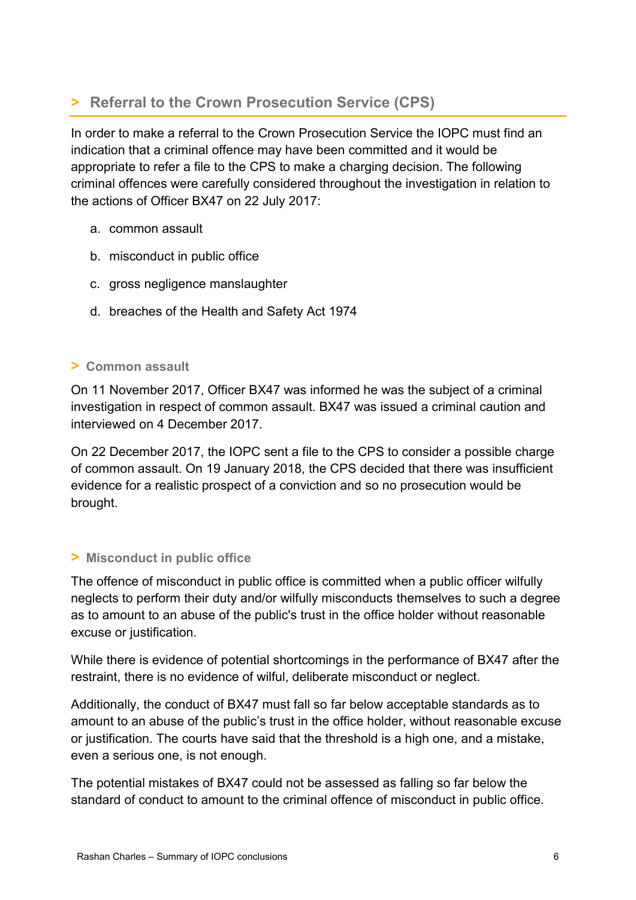## > Referral to the Crown Prosecution Service (CPS)

In order to make a referral to the Crown Prosecution Service the IOPC must find an indication that a criminal offence may have been committed and it would be appropriate to refer a file to the CPS to make a charging decision. The following criminal offences were carefully considered throughout the investigation in relation to the actions of Officer BX47 on 22 July 2017:

a. common assault

b. misconduct in public office

c. gross negligence manslaughter

d. breaches of the Health and Safety Act 1974

### > Common assault

On 11 November 2017, Officer BX47 was informed he was the subject of a criminal investigation in respect of common assault. BX47 was issued a criminal caution and interviewed on 4 December 2017.

On 22 December 2017, the IOPC sent a file to the CPS to consider a possible charge of common assault. On 19 January 2018, the CPS decided that there was insufficient evidence for a realistic prospect of a conviction and so no prosecution would be brought.

### > Misconduct in public office

The offence of misconduct in public office is committed when a public officer wilfully neglects to perform their duty and/or wilfully misconducts themselves to such a degree as to amount to an abuse of the public's trust in the office holder without reasonable excuse or justification.

While there is evidence of potential shortcomings in the performance of BX47 after the restraint, there is no evidence of wilful, deliberate misconduct or neglect.

Additionally, the conduct of BX47 must fall so far below acceptable standards as to amount to an abuse of the public's trust in the office holder, without reasonable excuse or justification. The courts have said that the threshold is a high one, and a mistake, even a serious one, is not enough.

The potential mistakes of BX47 could not be assessed as falling so far below the standard of conduct to amount to the criminal offence of misconduct in public office.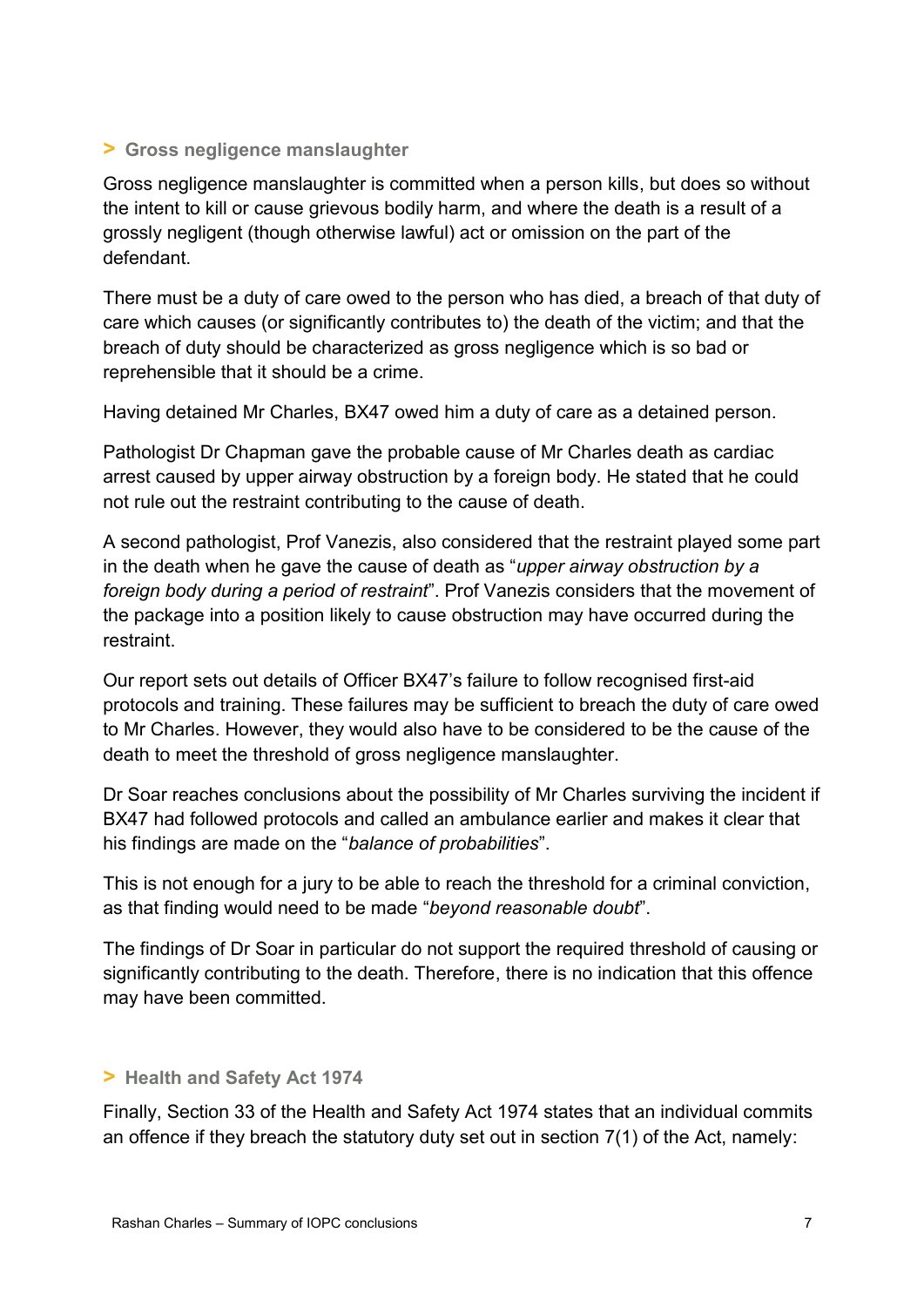## > Gross negligence manslaughter

Gross negligence manslaughter is committed when a person kills, but does so without the intent to kill or cause grievous bodily harm, and where the death is a result of a grossly negligent (though otherwise lawful) act or omission on the part of the defendant.

There must be a duty of care owed to the person who has died, a breach of that duty of care which causes (or significantly contributes to) the death of the victim; and that the breach of duty should be characterized as gross negligence which is so bad or reprehensible that it should be a crime.

Having detained Mr Charles, BX47 owed him a duty of care as a detained person.

Pathologist Dr Chapman gave the probable cause of Mr Charles death as cardiac arrest caused by upper airway obstruction by a foreign body. He stated that he could not rule out the restraint contributing to the cause of death.

A second pathologist, Prof Vanezis, also considered that the restraint played some part in the death when he gave the cause of death as "*upper airway obstruction by a foreign body during a period of restraint*". Prof Vanezis considers that the movement of the package into a position likely to cause obstruction may have occurred during the restraint.

Our report sets out details of Officer BX47's failure to follow recognised first-aid protocols and training. These failures may be sufficient to breach the duty of care owed to Mr Charles. However, they would also have to be considered to be the cause of the death to meet the threshold of gross negligence manslaughter.

Dr Soar reaches conclusions about the possibility of Mr Charles surviving the incident if BX47 had followed protocols and called an ambulance earlier and makes it clear that his findings are made on the "*balance of probabilities*".

This is not enough for a jury to be able to reach the threshold for a criminal conviction, as that finding would need to be made "*beyond reasonable doubt*".

The findings of Dr Soar in particular do not support the required threshold of causing or significantly contributing to the death. Therefore, there is no indication that this offence may have been committed.

## > Health and Safety Act 1974

Finally, Section 33 of the Health and Safety Act 1974 states that an individual commits an offence if they breach the statutory duty set out in section 7(1) of the Act, namely: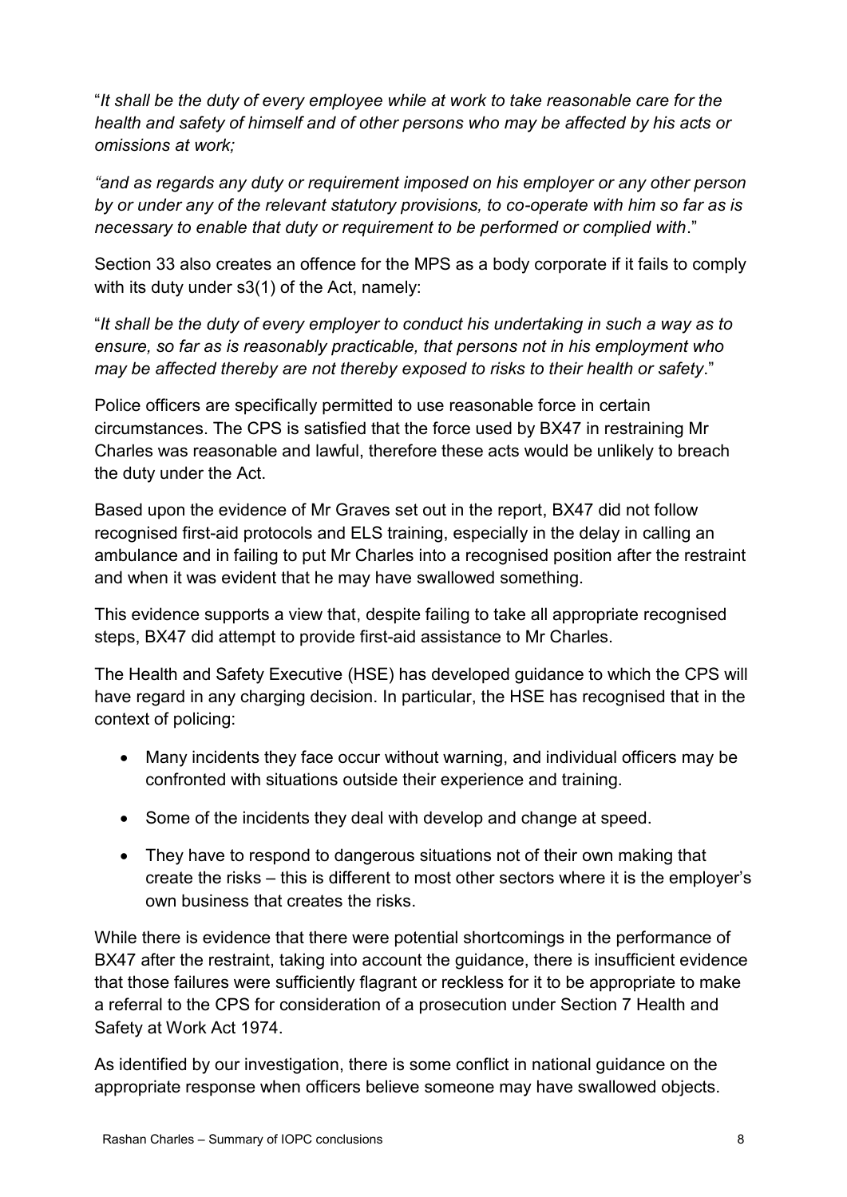"*It shall be the duty of every employee while at work to take reasonable care for the health and safety of himself and of other persons who may be affected by his acts or omissions at work;*

*"and as regards any duty or requirement imposed on his employer or any other person by or under any of the relevant statutory provisions, to co-operate with him so far as is necessary to enable that duty or requirement to be performed or complied with*."

Section 33 also creates an offence for the MPS as a body corporate if it fails to comply with its duty under s3(1) of the Act, namely:

"*It shall be the duty of every employer to conduct his undertaking in such a way as to ensure, so far as is reasonably practicable, that persons not in his employment who may be affected thereby are not thereby exposed to risks to their health or safety*."

Police officers are specifically permitted to use reasonable force in certain circumstances. The CPS is satisfied that the force used by BX47 in restraining Mr Charles was reasonable and lawful, therefore these acts would be unlikely to breach the duty under the Act.

Based upon the evidence of Mr Graves set out in the report, BX47 did not follow recognised first-aid protocols and ELS training, especially in the delay in calling an ambulance and in failing to put Mr Charles into a recognised position after the restraint and when it was evident that he may have swallowed something.

This evidence supports a view that, despite failing to take all appropriate recognised steps, BX47 did attempt to provide first-aid assistance to Mr Charles.

The Health and Safety Executive (HSE) has developed guidance to which the CPS will have regard in any charging decision. In particular, the HSE has recognised that in the context of policing:

- Many incidents they face occur without warning, and individual officers may be confronted with situations outside their experience and training.
- Some of the incidents they deal with develop and change at speed.
- They have to respond to dangerous situations not of their own making that create the risks – this is different to most other sectors where it is the employer's own business that creates the risks.

While there is evidence that there were potential shortcomings in the performance of BX47 after the restraint, taking into account the guidance, there is insufficient evidence that those failures were sufficiently flagrant or reckless for it to be appropriate to make a referral to the CPS for consideration of a prosecution under Section 7 Health and Safety at Work Act 1974.

As identified by our investigation, there is some conflict in national guidance on the appropriate response when officers believe someone may have swallowed objects.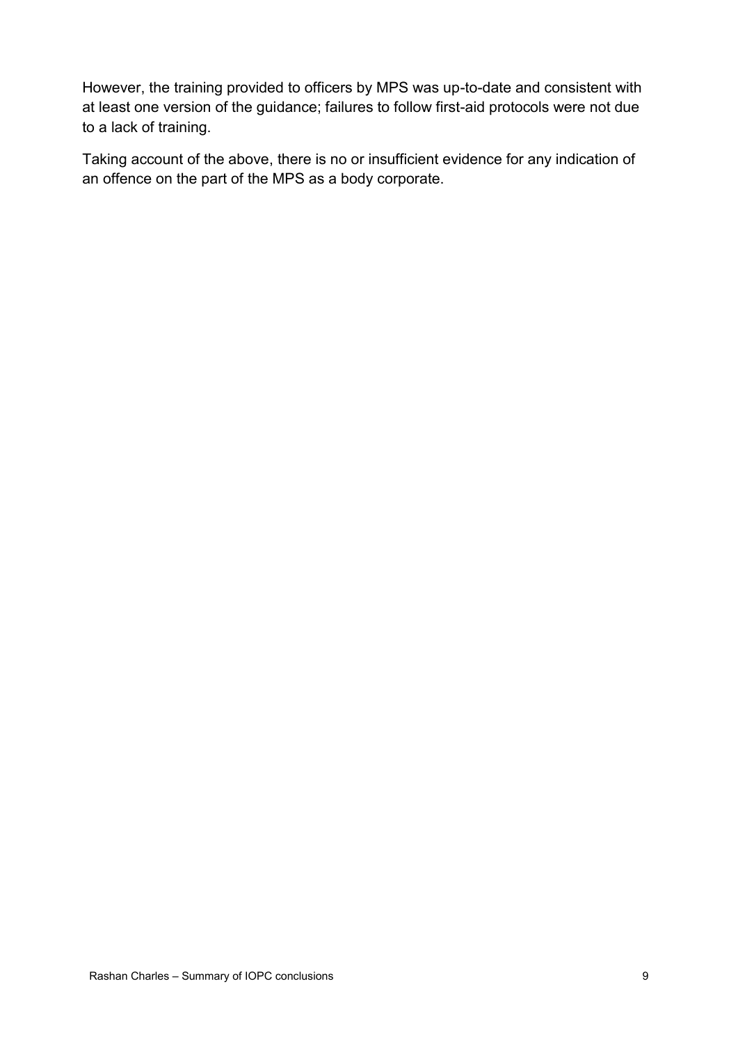However, the training provided to officers by MPS was up-to-date and consistent with at least one version of the guidance; failures to follow first-aid protocols were not due to a lack of training.

Taking account of the above, there is no or insufficient evidence for any indication of an offence on the part of the MPS as a body corporate.